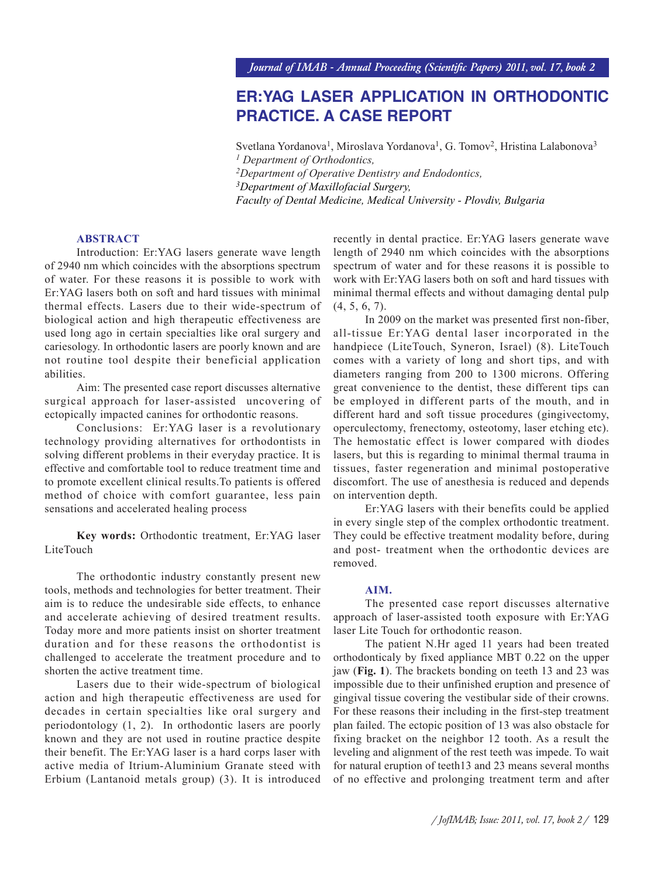# ER:YAG LASER APPLICATION IN ORTHODONTIC PRACTICE. A CASE REPORT

Svetlana Yordanova[1], Miroslava Yordanova[1], G. Tomov[2], Hristina Lalabonova[3]

[1] *Department of Orthodontics,*

[2] *Department of Operative Dentistry and Endodontics,*

[3] *Department of Maxillofacial Surgery,*

*Faculty of Dental Medicine, Medical University - Plovdiv, Bulgaria*

## ABSTRACT

Introduction: Er:YAG lasers generate wave length of 2940 nm which coincides with the absorptions spectrum of water. For these reasons it is possible to work with Er:YAG lasers both on soft and hard tissues with minimal thermal effects. Lasers due to their wide-spectrum of biological action and high therapeutic effectiveness are used long ago in certain specialties like oral surgery and cariesology. In orthodontic lasers are poorly known and are not routine tool despite their beneficial application abilities.

Aim: The presented case report discusses alternative surgical approach for laser-assisted uncovering of ectopically impacted canines for orthodontic reasons.

Conclusions: Er:YAG laser is a revolutionary technology providing alternatives for orthodontists in solving different problems in their everyday practice. It is effective and comfortable tool to reduce treatment time and to promote excellent clinical results.To patients is offered method of choice with comfort guarantee, less pain sensations and accelerated healing process

**Key words:** Orthodontic treatment, Er:YAG laser LiteTouch

The orthodontic industry constantly present new tools, methods and technologies for better treatment. Their aim is to reduce the undesirable side effects, to enhance and accelerate achieving of desired treatment results. Today more and more patients insist on shorter treatment duration and for these reasons the orthodontist is challenged to accelerate the treatment procedure and to shorten the active treatment time.

Lasers due to their wide-spectrum of biological action and high therapeutic effectiveness are used for decades in certain specialties like oral surgery and periodontology (1, 2). In orthodontic lasers are poorly known and they are not used in routine practice despite their benefit. The Er:YAG laser is a hard corps laser with active media of Itrium-Aluminium Granate steed with Erbium (Lantanoid metals group) (3). It is introduced recently in dental practice. Er:YAG lasers generate wave length of 2940 nm which coincides with the absorptions spectrum of water and for these reasons it is possible to work with Er:YAG lasers both on soft and hard tissues with minimal thermal effects and without damaging dental pulp (4, 5, 6, 7).

In 2009 on the market was presented first non-fiber, all-tissue Er:YAG dental laser incorporated in the handpiece (LiteTouch, Syneron, Israel) (8). LiteTouch comes with a variety of long and short tips, and with diameters ranging from 200 to 1300 microns. Offering great convenience to the dentist, these different tips can be employed in different parts of the mouth, and in different hard and soft tissue procedures (gingivectomy, operculectomy, frenectomy, osteotomy, laser etching etc). The hemostatic effect is lower compared with diodes lasers, but this is regarding to minimal thermal trauma in tissues, faster regeneration and minimal postoperative discomfort. The use of anesthesia is reduced and depends on intervention depth.

Er:YAG lasers with their benefits could be applied in every single step of the complex orthodontic treatment. They could be effective treatment modality before, during and post- treatment when the orthodontic devices are removed.

## AIM.

The presented case report discusses alternative approach of laser-assisted tooth exposure with Er:YAG laser Lite Touch for orthodontic reason.

The patient N.Hr aged 11 years had been treated orthodonticaly by fixed appliance MBT 0.22 on the upper jaw (**Fig. 1**). The brackets bonding on teeth 13 and 23 was impossible due to their unfinished eruption and presence of gingival tissue covering the vestibular side of their crowns. For these reasons their including in the first-step treatment plan failed. The ectopic position of 13 was also obstacle for fixing bracket on the neighbor 12 tooth. As a result the leveling and alignment of the rest teeth was impede. To wait for natural eruption of teeth13 and 23 means several months of no effective and prolonging treatment term and after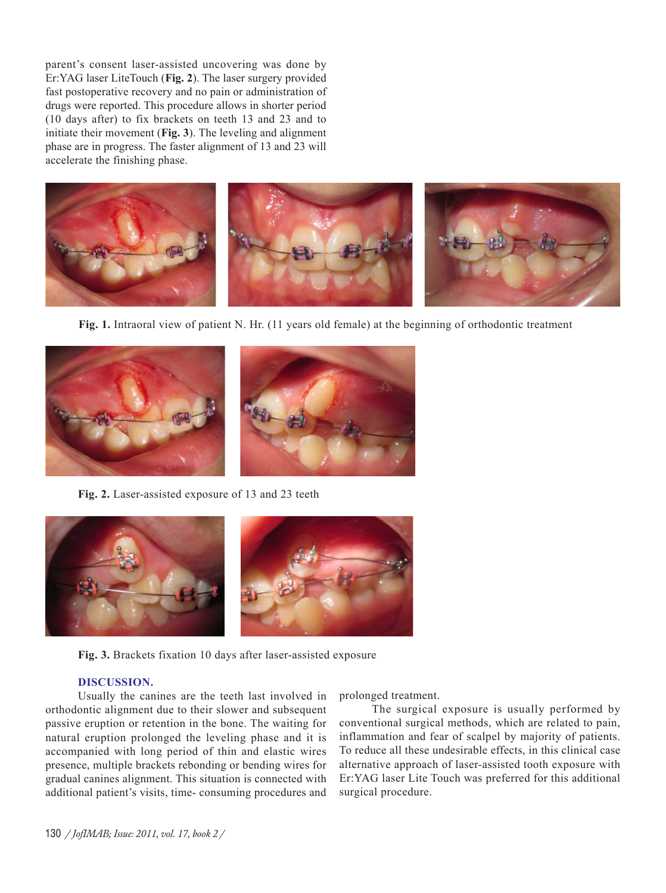parent's consent laser-assisted uncovering was done by Er:YAG laser LiteTouch (**Fig. 2**). The laser surgery provided fast postoperative recovery and no pain or administration of drugs were reported. This procedure allows in shorter period (10 days after) to fix brackets on teeth 13 and 23 and to initiate their movement (**Fig. 3**). The leveling and alignment phase are in progress. The faster alignment of 13 and 23 will accelerate the finishing phase.

**Fig. 1.** Intraoral view of patient N. Hr. (11 years old female) at the beginning of orthodontic treatment

**Fig. 2.** Laser-assisted exposure of 13 and 23 teeth

**Fig. 3.** Brackets fixation 10 days after laser-assisted exposure

## DISCUSSION.

Usually the canines are the teeth last involved in orthodontic alignment due to their slower and subsequent passive eruption or retention in the bone. The waiting for natural eruption prolonged the leveling phase and it is accompanied with long period of thin and elastic wires presence, multiple brackets rebonding or bending wires for gradual canines alignment. This situation is connected with additional patient's visits, time- consuming procedures and prolonged treatment.

The surgical exposure is usually performed by conventional surgical methods, which are related to pain, inflammation and fear of scalpel by majority of patients. To reduce all these undesirable effects, in this clinical case alternative approach of laser-assisted tooth exposure with Er:YAG laser Lite Touch was preferred for this additional surgical procedure.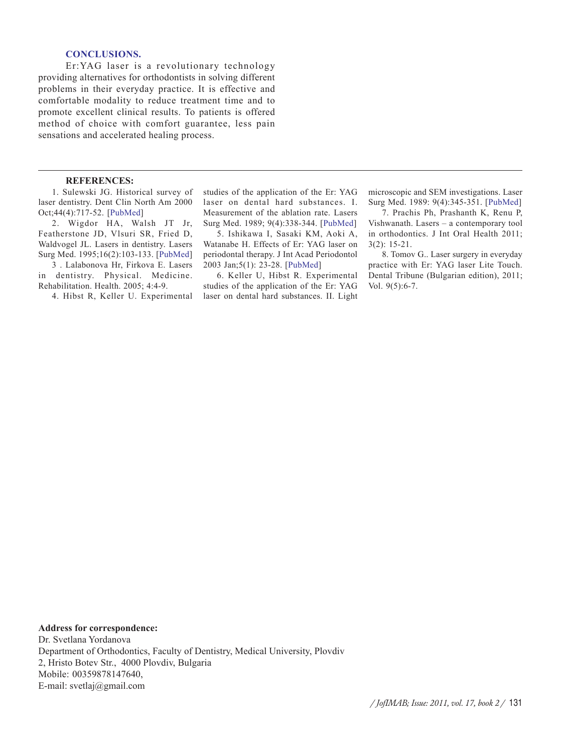## CONCLUSIONS.

Er:YAG laser is a revolutionary technology providing alternatives for orthodontists in solving different problems in their everyday practice. It is effective and comfortable modality to reduce treatment time and to promote excellent clinical results. To patients is offered method of choice with comfort guarantee, less pain sensations and accelerated healing process.

---

## REFERENCES:

1. Sulewski JG. Historical survey of laser dentistry. Dent Clin North Am 2000 Oct;44(4):717-52. [PubMed]
2. Wigdor HA, Walsh JT Jr, Featherstone JD, Vlsuri SR, Fried D, Waldvogel JL. Lasers in dentistry. Lasers Surg Med. 1995;16(2):103-133. [PubMed]
3. Lalabonova Hr, Firkova E. Lasers in dentistry. Physical. Medicine. Rehabilitation. Health. 2005; 4:4-9.
4. Hibst R, Keller U. Experimental studies of the application of the Er: YAG laser on dental hard substances. I. Measurement of the ablation rate. Lasers Surg Med. 1989; 9(4):338-344. [PubMed]
5. Ishikawa I, Sasaki KM, Aoki A, Watanabe H. Effects of Er: YAG laser on periodontal therapy. J Int Acad Periodontol 2003 Jan;5(1): 23-28. [PubMed]
6. Keller U, Hibst R. Experimental studies of the application of the Er: YAG laser on dental hard substances. II. Light microscopic and SEM investigations. Laser Surg Med. 1989: 9(4):345-351. [PubMed]
7. Prachis Ph, Prashanth K, Renu P, Vishwanath. Lasers – a contemporary tool in orthodontics. J Int Oral Health 2011; 3(2): 15-21.
8. Tomov G.. Laser surgery in everyday practice with Er: YAG laser Lite Touch. Dental Tribune (Bulgarian edition), 2011; Vol. 9(5):6-7.

**Address for correspondence:**
Dr. Svetlana Yordanova
Department of Orthodontics, Faculty of Dentistry, Medical University, Plovdiv
2, Hristo Botev Str., 4000 Plovdiv, Bulgaria
Mobile: 00359878147640,
E-mail: svetlaj@gmail.com